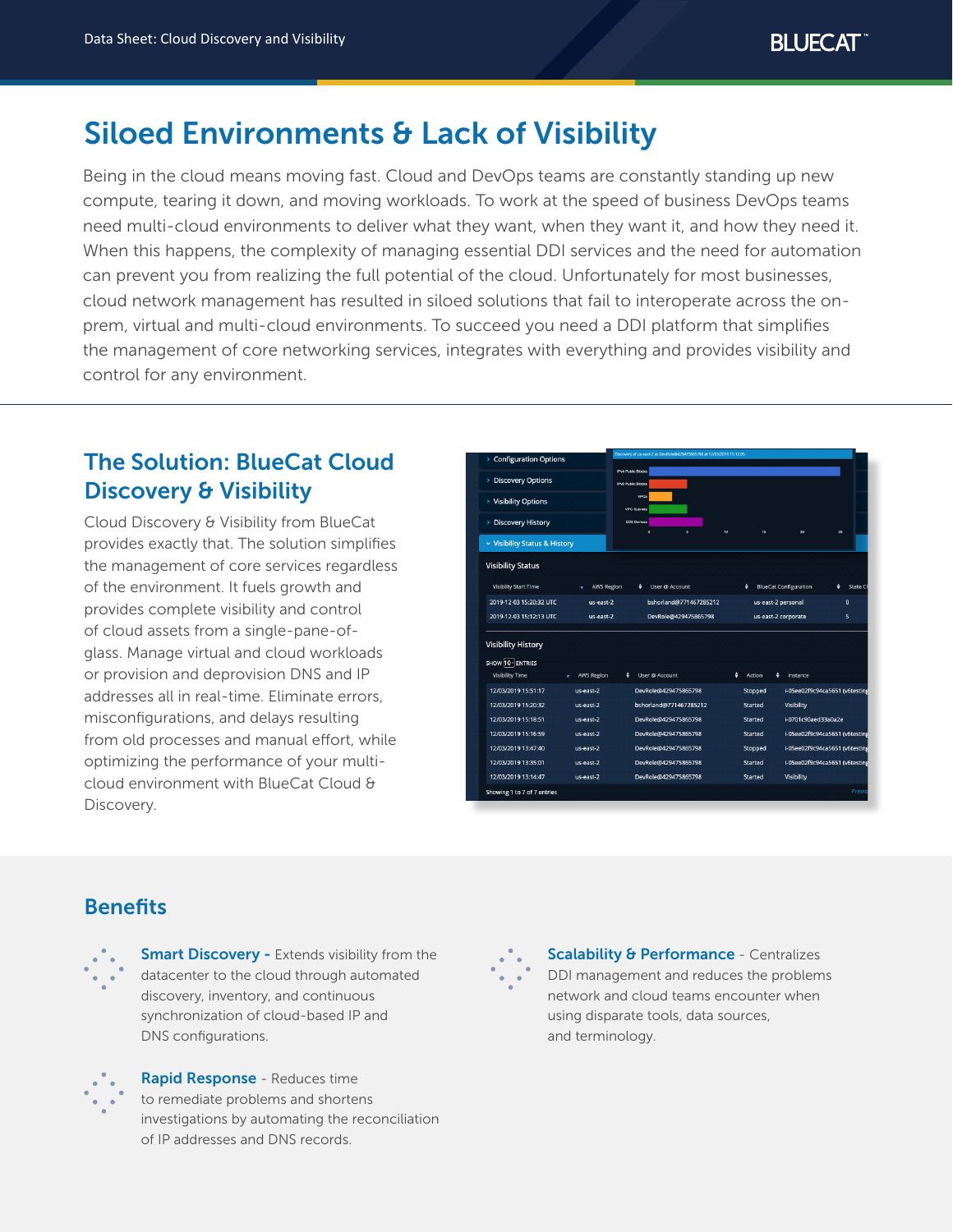# Siloed Environments & Lack of Visibility

Being in the cloud means moving fast. Cloud and DevOps teams are constantly standing up new compute, tearing it down, and moving workloads. To work at the speed of business DevOps teams need multi-cloud environments to deliver what they want, when they want it, and how they need it. When this happens, the complexity of managing essential DDI services and the need for automation can prevent you from realizing the full potential of the cloud. Unfortunately for most businesses, cloud network management has resulted in siloed solutions that fail to interoperate across the on-prem, virtual and multi-cloud environments. To succeed you need a DDI platform that simplifies the management of core networking services, integrates with everything and provides visibility and control for any environment.

## The Solution: BlueCat Cloud Discovery & Visibility

Cloud Discovery & Visibility from BlueCat provides exactly that. The solution simplifies the management of core services regardless of the environment. It fuels growth and provides complete visibility and control of cloud assets from a single-pane-of-glass. Manage virtual and cloud workloads or provision and deprovision DNS and IP addresses all in real-time. Eliminate errors, misconfigurations, and delays resulting from old processes and manual effort, while optimizing the performance of your multi-cloud environment with BlueCat Cloud & Discovery.

## Benefits

**Smart Discovery** - Extends visibility from the datacenter to the cloud through automated discovery, inventory, and continuous synchronization of cloud-based IP and DNS configurations.

**Rapid Response** - Reduces time to remediate problems and shortens investigations by automating the reconciliation of IP addresses and DNS records.

**Scalability & Performance** - Centralizes DDI management and reduces the problems network and cloud teams encounter when using disparate tools, data sources, and terminology.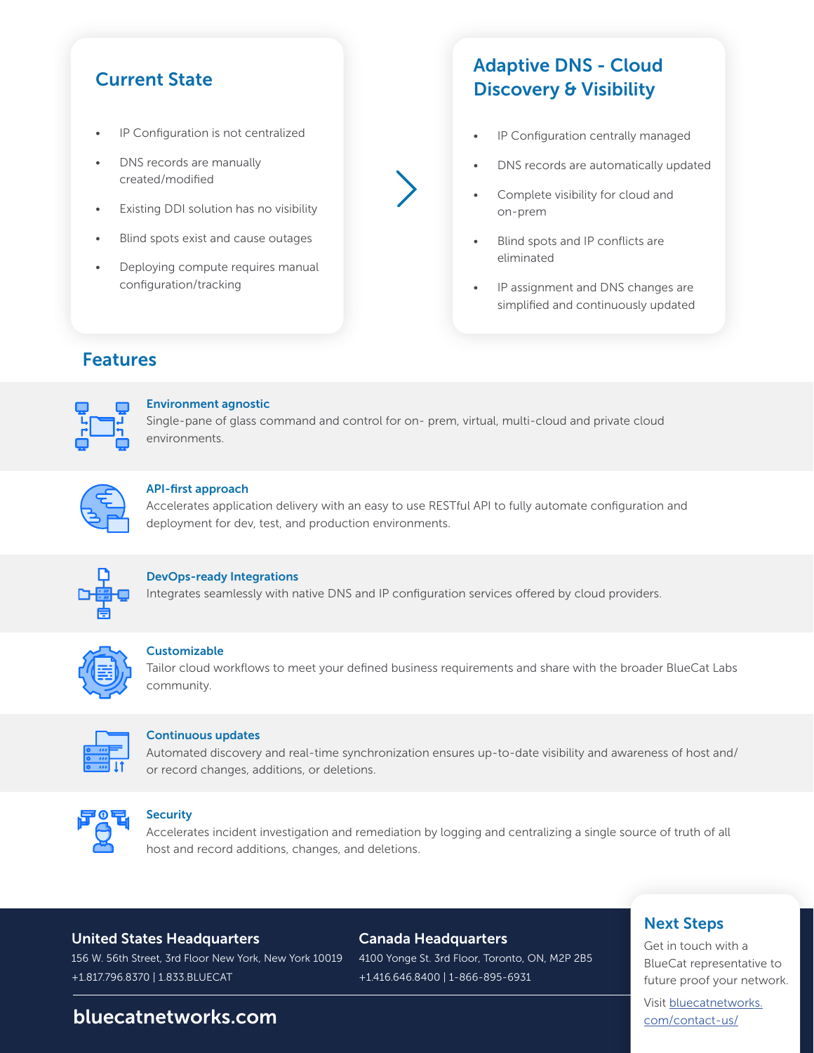## Current State

- IP Configuration is not centralized
- DNS records are manually created/modified
- Existing DDI solution has no visibility
- Blind spots exist and cause outages
- Deploying compute requires manual configuration/tracking

## Adaptive DNS - Cloud Discovery & Visibility

- IP Configuration centrally managed
- DNS records are automatically updated
- Complete visibility for cloud and on-prem
- Blind spots and IP conflicts are eliminated
- IP assignment and DNS changes are simplified and continuously updated

## Features

**Environment agnostic**
Single-pane of glass command and control for on- prem, virtual, multi-cloud and private cloud environments.

**API-first approach**
Accelerates application delivery with an easy to use RESTful API to fully automate configuration and deployment for dev, test, and production environments.

**DevOps-ready Integrations**
Integrates seamlessly with native DNS and IP configuration services offered by cloud providers.

**Customizable**
Tailor cloud workflows to meet your defined business requirements and share with the broader BlueCat Labs community.

**Continuous updates**
Automated discovery and real-time synchronization ensures up-to-date visibility and awareness of host and/or record changes, additions, or deletions.

**Security**
Accelerates incident investigation and remediation by logging and centralizing a single source of truth of all host and record additions, changes, and deletions.

### United States Headquarters

156 W. 56th Street, 3rd Floor New York, New York 10019
+1.817.796.8370 | 1.833.BLUECAT

### Canada Headquarters

4100 Yonge St. 3rd Floor, Toronto, ON, M2P 2B5
+1.416.646.8400 | 1-866-895-6931

**bluecatnetworks.com**

### Next Steps

Get in touch with a BlueCat representative to future proof your network.

Visit bluecatnetworks.com/contact-us/